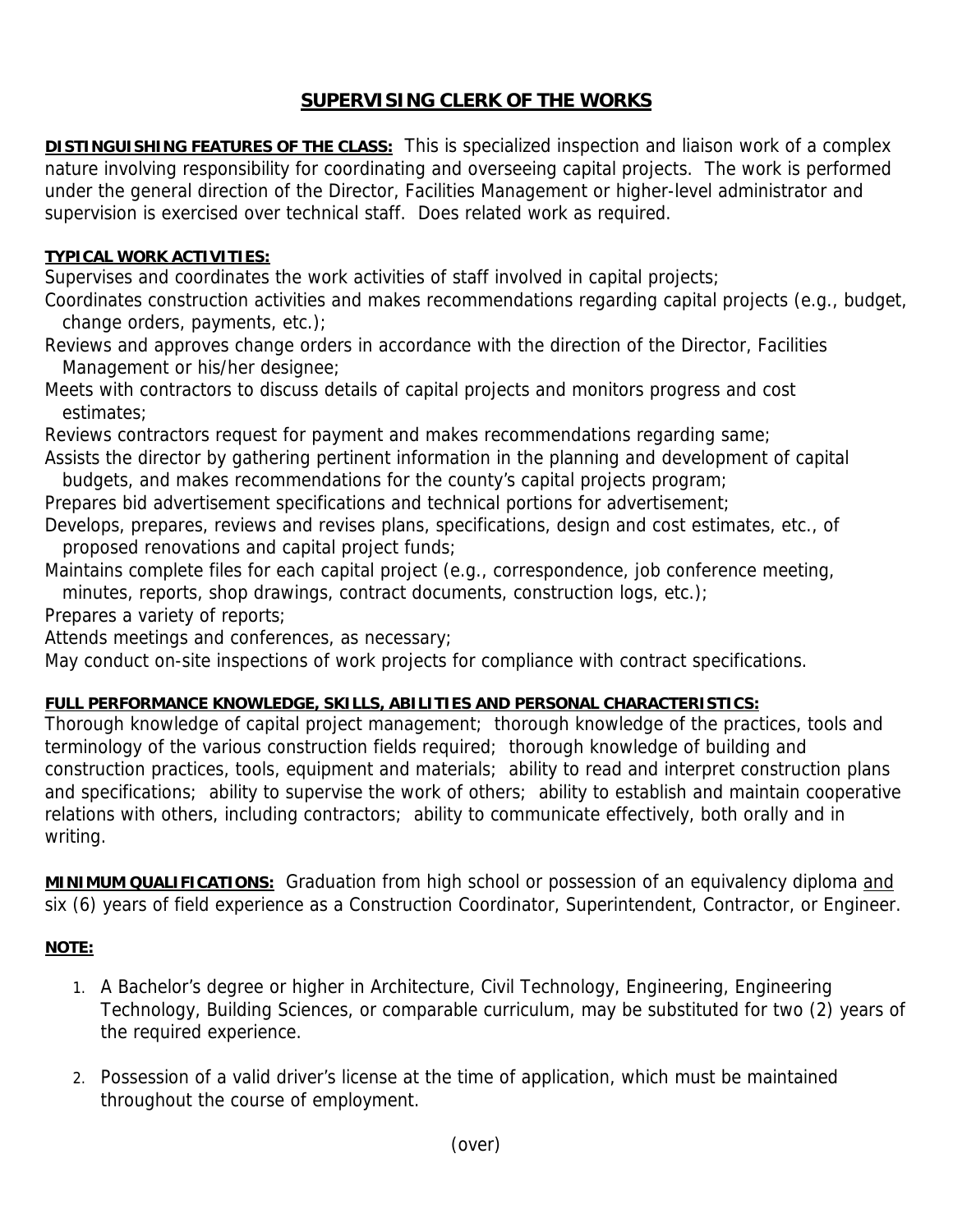# SUPERVISING CLERK OF THE WORKS

**DISTINGUISHING FEATURES OF THE CLASS:** This is specialized inspection and liaison work of a complex nature involving responsibility for coordinating and overseeing capital projects. The work is performed under the general direction of the Director, Facilities Management or higher-level administrator and supervision is exercised over technical staff. Does related work as required.

**TYPICAL WORK ACTIVITIES:**

Supervises and coordinates the work activities of staff involved in capital projects;
Coordinates construction activities and makes recommendations regarding capital projects (e.g., budget, change orders, payments, etc.);
Reviews and approves change orders in accordance with the direction of the Director, Facilities Management or his/her designee;
Meets with contractors to discuss details of capital projects and monitors progress and cost estimates;
Reviews contractors request for payment and makes recommendations regarding same;
Assists the director by gathering pertinent information in the planning and development of capital budgets, and makes recommendations for the county's capital projects program;
Prepares bid advertisement specifications and technical portions for advertisement;
Develops, prepares, reviews and revises plans, specifications, design and cost estimates, etc., of proposed renovations and capital project funds;
Maintains complete files for each capital project (e.g., correspondence, job conference meeting, minutes, reports, shop drawings, contract documents, construction logs, etc.);
Prepares a variety of reports;
Attends meetings and conferences, as necessary;
May conduct on-site inspections of work projects for compliance with contract specifications.

**FULL PERFORMANCE KNOWLEDGE, SKILLS, ABILITIES AND PERSONAL CHARACTERISTICS:**
Thorough knowledge of capital project management; thorough knowledge of the practices, tools and terminology of the various construction fields required; thorough knowledge of building and construction practices, tools, equipment and materials; ability to read and interpret construction plans and specifications; ability to supervise the work of others; ability to establish and maintain cooperative relations with others, including contractors; ability to communicate effectively, both orally and in writing.

**MINIMUM QUALIFICATIONS:** Graduation from high school or possession of an equivalency diploma and six (6) years of field experience as a Construction Coordinator, Superintendent, Contractor, or Engineer.

**NOTE:**

1. A Bachelor's degree or higher in Architecture, Civil Technology, Engineering, Engineering Technology, Building Sciences, or comparable curriculum, may be substituted for two (2) years of the required experience.

2. Possession of a valid driver's license at the time of application, which must be maintained throughout the course of employment.

(over)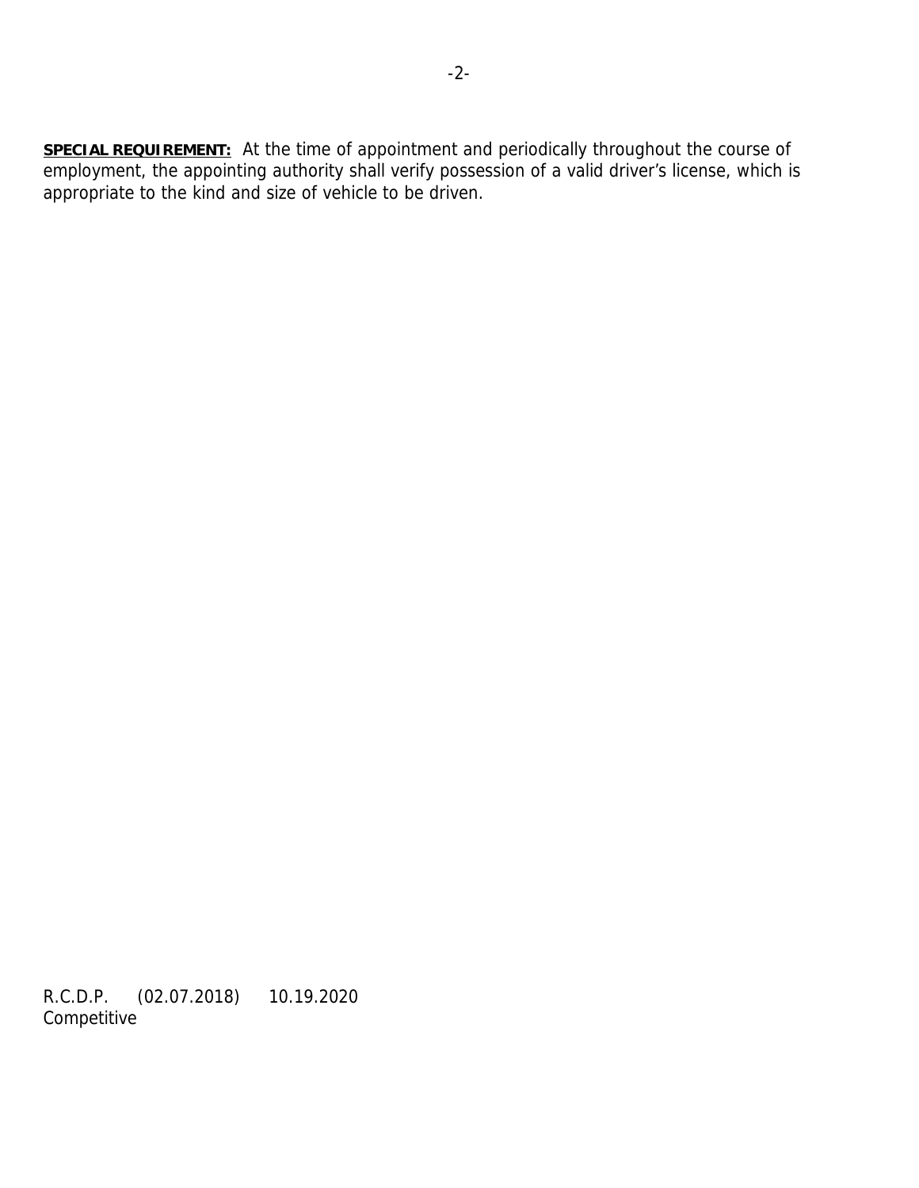**SPECIAL REQUIREMENT:** At the time of appointment and periodically throughout the course of employment, the appointing authority shall verify possession of a valid driver's license, which is appropriate to the kind and size of vehicle to be driven.

R.C.D.P. (02.07.2018) 10.19.2020
Competitive